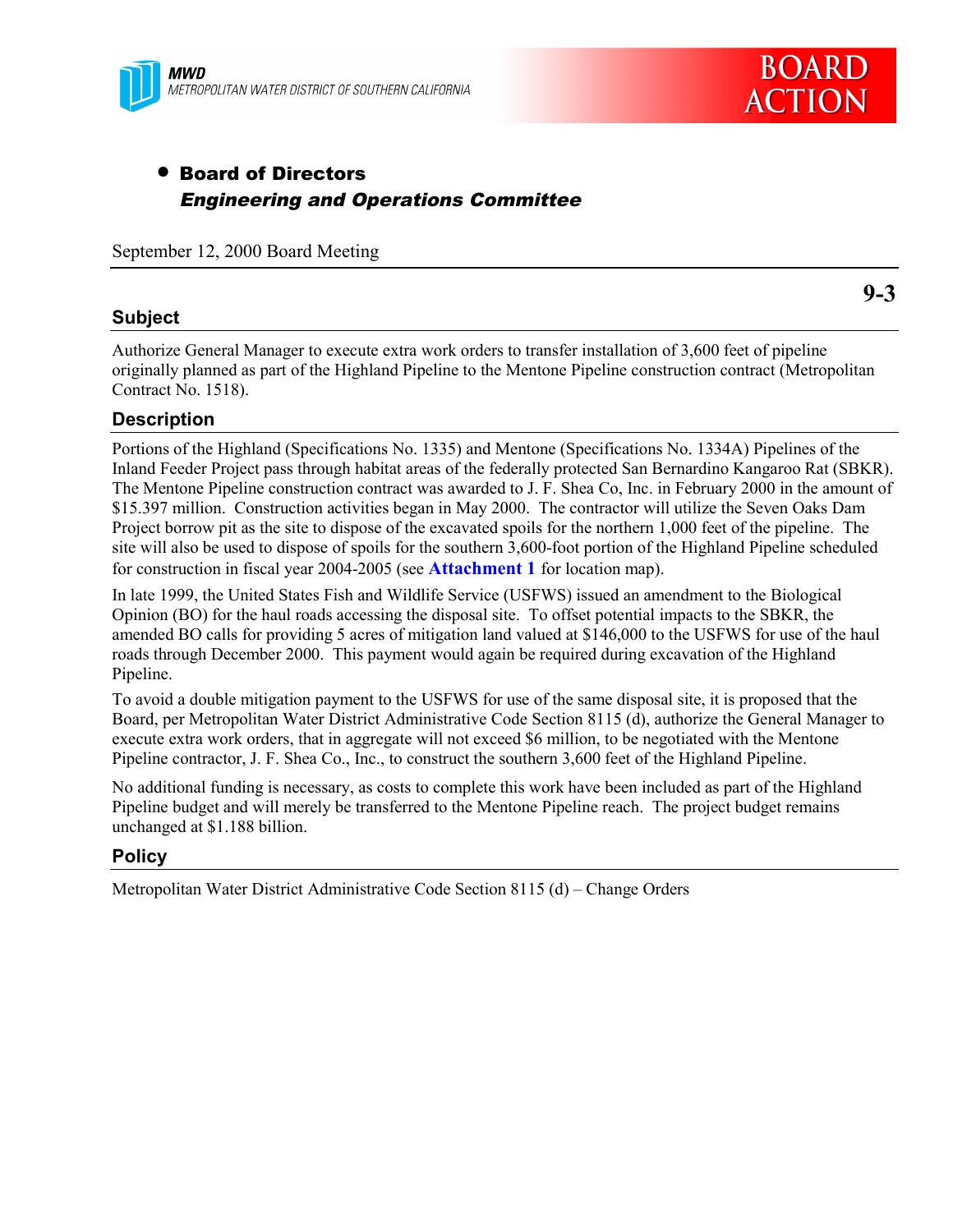**MWD**
*METROPOLITAN WATER DISTRICT OF SOUTHERN CALIFORNIA*

BOARD ACTION

- **Board of Directors**
  ***Engineering and Operations Committee***

September 12, 2000 Board Meeting

**9-3**

## Subject

Authorize General Manager to execute extra work orders to transfer installation of 3,600 feet of pipeline originally planned as part of the Highland Pipeline to the Mentone Pipeline construction contract (Metropolitan Contract No. 1518).

## Description

Portions of the Highland (Specifications No. 1335) and Mentone (Specifications No. 1334A) Pipelines of the Inland Feeder Project pass through habitat areas of the federally protected San Bernardino Kangaroo Rat (SBKR). The Mentone Pipeline construction contract was awarded to J. F. Shea Co, Inc. in February 2000 in the amount of $15.397 million. Construction activities began in May 2000. The contractor will utilize the Seven Oaks Dam Project borrow pit as the site to dispose of the excavated spoils for the northern 1,000 feet of the pipeline. The site will also be used to dispose of spoils for the southern 3,600-foot portion of the Highland Pipeline scheduled for construction in fiscal year 2004-2005 (see **Attachment 1** for location map).

In late 1999, the United States Fish and Wildlife Service (USFWS) issued an amendment to the Biological Opinion (BO) for the haul roads accessing the disposal site. To offset potential impacts to the SBKR, the amended BO calls for providing 5 acres of mitigation land valued at $146,000 to the USFWS for use of the haul roads through December 2000. This payment would again be required during excavation of the Highland Pipeline.

To avoid a double mitigation payment to the USFWS for use of the same disposal site, it is proposed that the Board, per Metropolitan Water District Administrative Code Section 8115 (d), authorize the General Manager to execute extra work orders, that in aggregate will not exceed $6 million, to be negotiated with the Mentone Pipeline contractor, J. F. Shea Co., Inc., to construct the southern 3,600 feet of the Highland Pipeline.

No additional funding is necessary, as costs to complete this work have been included as part of the Highland Pipeline budget and will merely be transferred to the Mentone Pipeline reach. The project budget remains unchanged at $1.188 billion.

## Policy

Metropolitan Water District Administrative Code Section 8115 (d) – Change Orders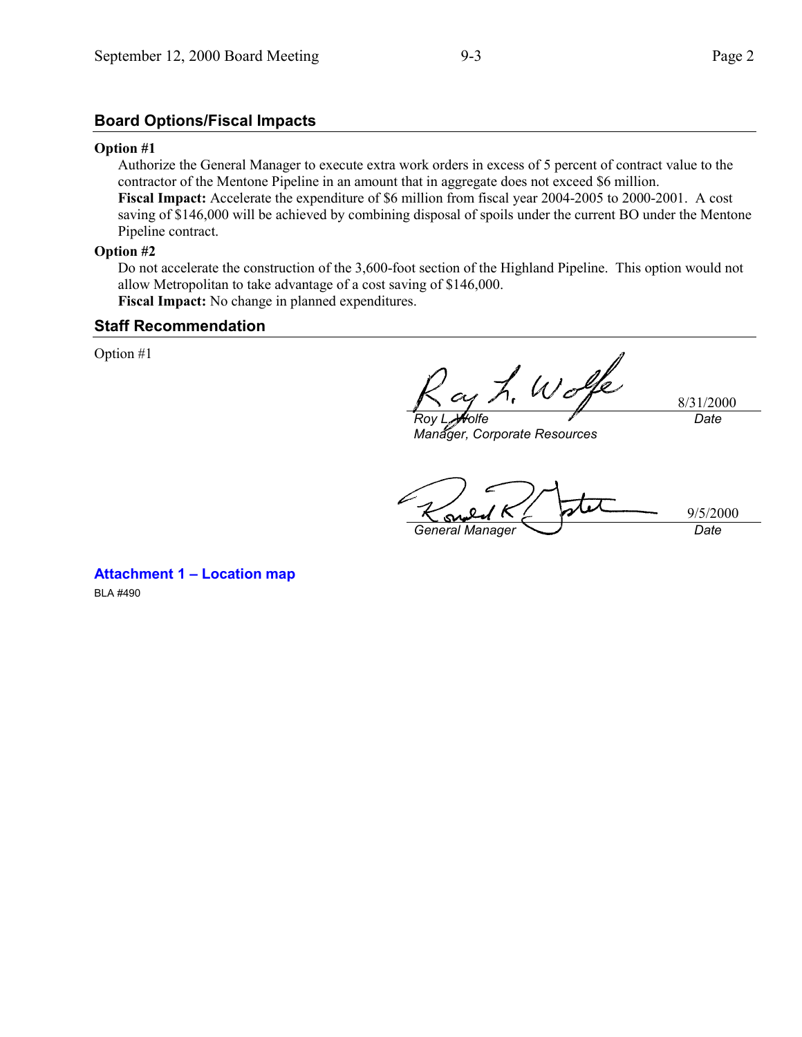## Board Options/Fiscal Impacts

**Option #1**

Authorize the General Manager to execute extra work orders in excess of 5 percent of contract value to the contractor of the Mentone Pipeline in an amount that in aggregate does not exceed $6 million.
**Fiscal Impact:** Accelerate the expenditure of $6 million from fiscal year 2004-2005 to 2000-2001. A cost saving of $146,000 will be achieved by combining disposal of spoils under the current BO under the Mentone Pipeline contract.

**Option #2**

Do not accelerate the construction of the 3,600-foot section of the Highland Pipeline. This option would not allow Metropolitan to take advantage of a cost saving of $146,000.
**Fiscal Impact:** No change in planned expenditures.

## Staff Recommendation

Option #1

| | |
|---|---|
| *Roy L. Wolfe* | 8/31/2000 |
| *Manager, Corporate Resources* | *Date* |

| | |
|---|---|
| *General Manager* | 9/5/2000 |
| | *Date* |

**Attachment 1 – Location map**

BLA #490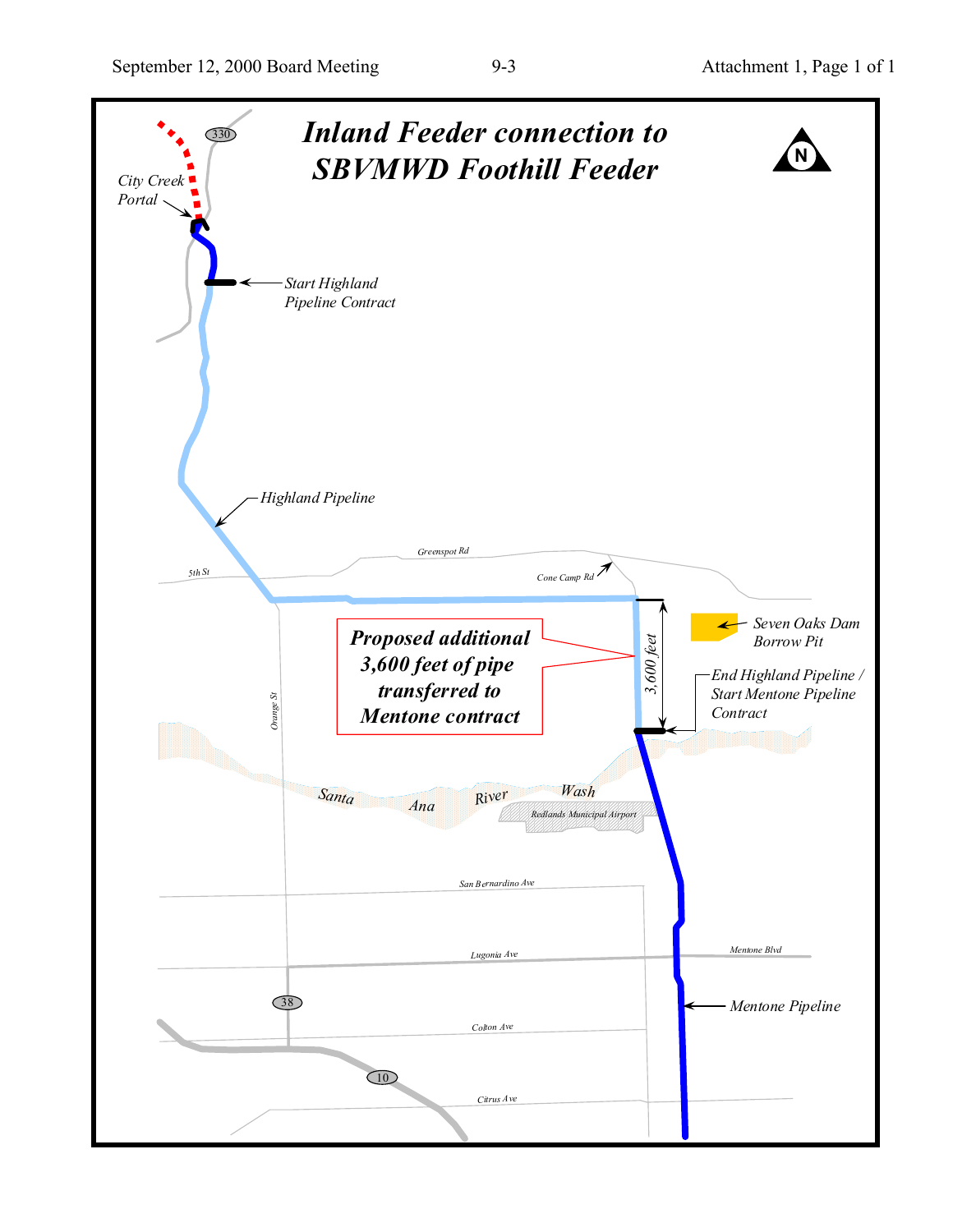# Inland Feeder connection to SBVMWD Foothill Feeder

N

330

City Creek Portal

Start Highland Pipeline Contract

Highland Pipeline

Greenspot Rd

Cone Camp Rd

5th St

Proposed additional 3,600 feet of pipe transferred to Mentone contract

3,600 feet

Seven Oaks Dam Borrow Pit

End Highland Pipeline / Start Mentone Pipeline Contract

Orange St

Santa Ana River Wash

Redlands Municipal Airport

San Bernardino Ave

Lugonia Ave

Mentone Blvd

38

Mentone Pipeline

Colton Ave

10

Citrus Ave